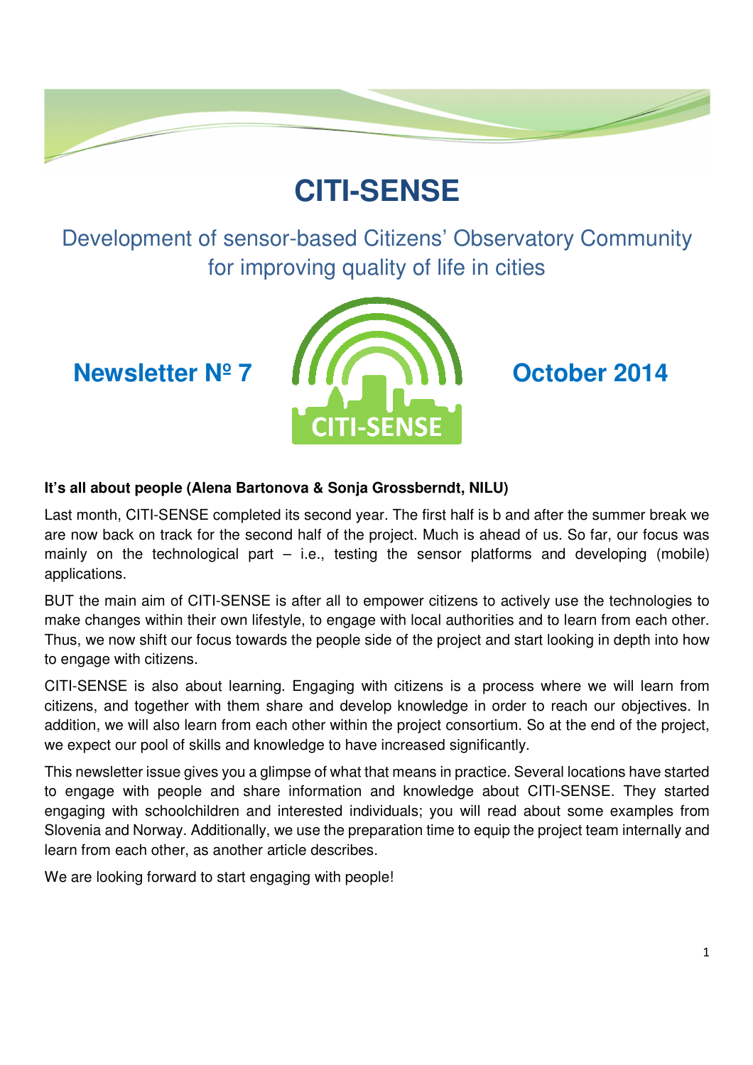# CITI-SENSE

## Development of sensor-based Citizens' Observatory Community for improving quality of life in cities

**Newsletter Nº 7** **October 2014**

**It's all about people (Alena Bartonova & Sonja Grossberndt, NILU)**

Last month, CITI-SENSE completed its second year. The first half is b and after the summer break we are now back on track for the second half of the project. Much is ahead of us. So far, our focus was mainly on the technological part – i.e., testing the sensor platforms and developing (mobile) applications.

BUT the main aim of CITI-SENSE is after all to empower citizens to actively use the technologies to make changes within their own lifestyle, to engage with local authorities and to learn from each other. Thus, we now shift our focus towards the people side of the project and start looking in depth into how to engage with citizens.

CITI-SENSE is also about learning. Engaging with citizens is a process where we will learn from citizens, and together with them share and develop knowledge in order to reach our objectives. In addition, we will also learn from each other within the project consortium. So at the end of the project, we expect our pool of skills and knowledge to have increased significantly.

This newsletter issue gives you a glimpse of what that means in practice. Several locations have started to engage with people and share information and knowledge about CITI-SENSE. They started engaging with schoolchildren and interested individuals; you will read about some examples from Slovenia and Norway. Additionally, we use the preparation time to equip the project team internally and learn from each other, as another article describes.

We are looking forward to start engaging with people!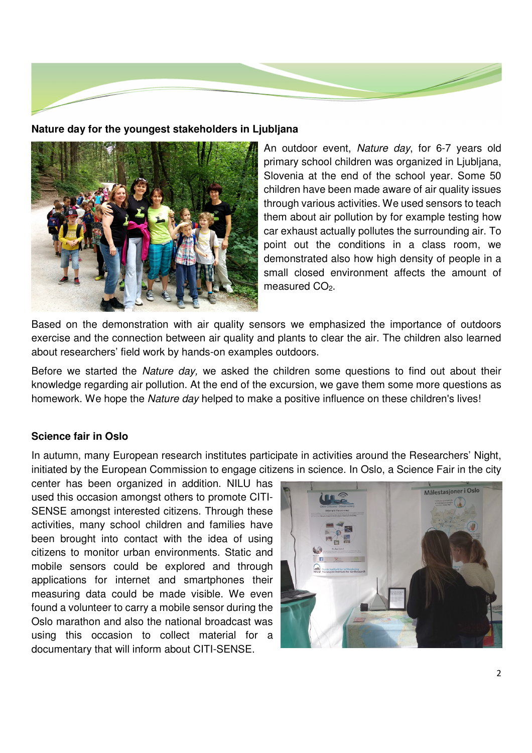**Nature day for the youngest stakeholders in Ljubljana**

An outdoor event, *Nature day*, for 6-7 years old primary school children was organized in Ljubljana, Slovenia at the end of the school year. Some 50 children have been made aware of air quality issues through various activities. We used sensors to teach them about air pollution by for example testing how car exhaust actually pollutes the surrounding air. To point out the conditions in a class room, we demonstrated also how high density of people in a small closed environment affects the amount of measured $CO_2$.

Based on the demonstration with air quality sensors we emphasized the importance of outdoors exercise and the connection between air quality and plants to clear the air. The children also learned about researchers' field work by hands-on examples outdoors.

Before we started the *Nature day,* we asked the children some questions to find out about their knowledge regarding air pollution. At the end of the excursion, we gave them some more questions as homework. We hope the *Nature day* helped to make a positive influence on these children's lives!

**Science fair in Oslo**

In autumn, many European research institutes participate in activities around the Researchers' Night, initiated by the European Commission to engage citizens in science. In Oslo, a Science Fair in the city center has been organized in addition. NILU has used this occasion amongst others to promote CITI-SENSE amongst interested citizens. Through these activities, many school children and families have been brought into contact with the idea of using citizens to monitor urban environments. Static and mobile sensors could be explored and through applications for internet and smartphones their measuring data could be made visible. We even found a volunteer to carry a mobile sensor during the Oslo marathon and also the national broadcast was using this occasion to collect material for a documentary that will inform about CITI-SENSE.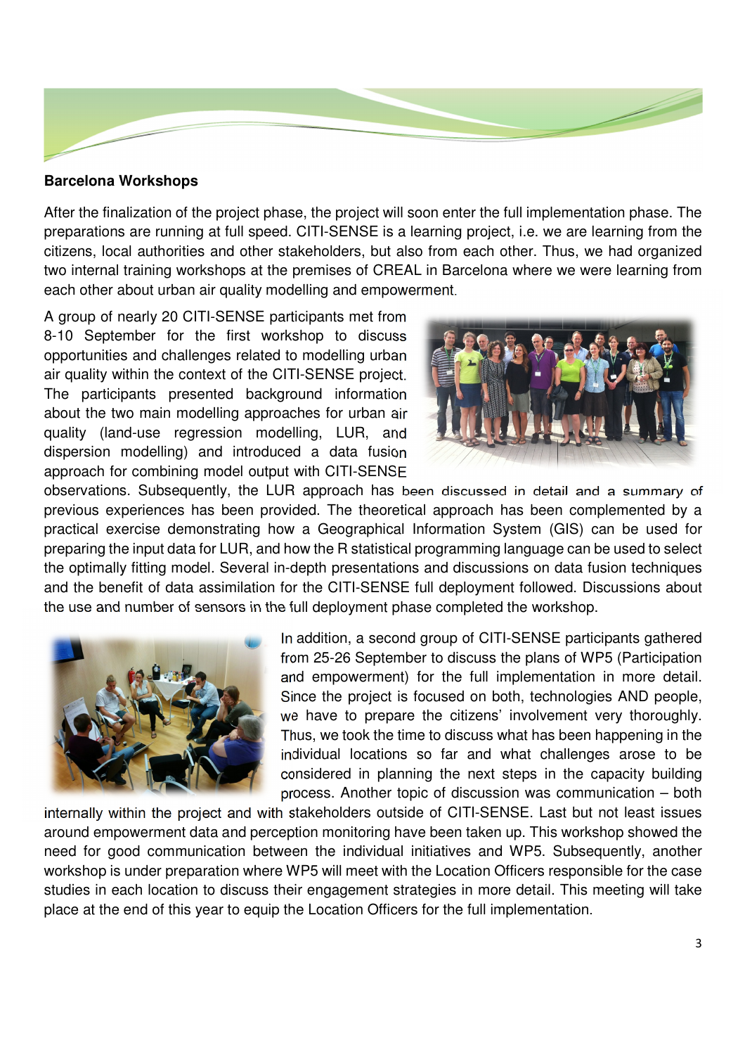## Barcelona Workshops

After the finalization of the project phase, the project will soon enter the full implementation phase. The preparations are running at full speed. CITI-SENSE is a learning project, i.e. we are learning from the citizens, local authorities and other stakeholders, but also from each other. Thus, we had organized two internal training workshops at the premises of CREAL in Barcelona where we were learning from each other about urban air quality modelling and empowerment.

A group of nearly 20 CITI-SENSE participants met from 8-10 September for the first workshop to discuss opportunities and challenges related to modelling urban air quality within the context of the CITI-SENSE project. The participants presented background information about the two main modelling approaches for urban air quality (land-use regression modelling, LUR, and dispersion modelling) and introduced a data fusion approach for combining model output with CITI-SENSE observations. Subsequently, the LUR approach has been discussed in detail and a summary of previous experiences has been provided. The theoretical approach has been complemented by a practical exercise demonstrating how a Geographical Information System (GIS) can be used for preparing the input data for LUR, and how the R statistical programming language can be used to select the optimally fitting model. Several in-depth presentations and discussions on data fusion techniques and the benefit of data assimilation for the CITI-SENSE full deployment followed. Discussions about the use and number of sensors in the full deployment phase completed the workshop.

In addition, a second group of CITI-SENSE participants gathered from 25-26 September to discuss the plans of WP5 (Participation and empowerment) for the full implementation in more detail. Since the project is focused on both, technologies AND people, we have to prepare the citizens' involvement very thoroughly. Thus, we took the time to discuss what has been happening in the individual locations so far and what challenges arose to be considered in planning the next steps in the capacity building process. Another topic of discussion was communication – both internally within the project and with stakeholders outside of CITI-SENSE. Last but not least issues around empowerment data and perception monitoring have been taken up. This workshop showed the need for good communication between the individual initiatives and WP5. Subsequently, another workshop is under preparation where WP5 will meet with the Location Officers responsible for the case studies in each location to discuss their engagement strategies in more detail. This meeting will take place at the end of this year to equip the Location Officers for the full implementation.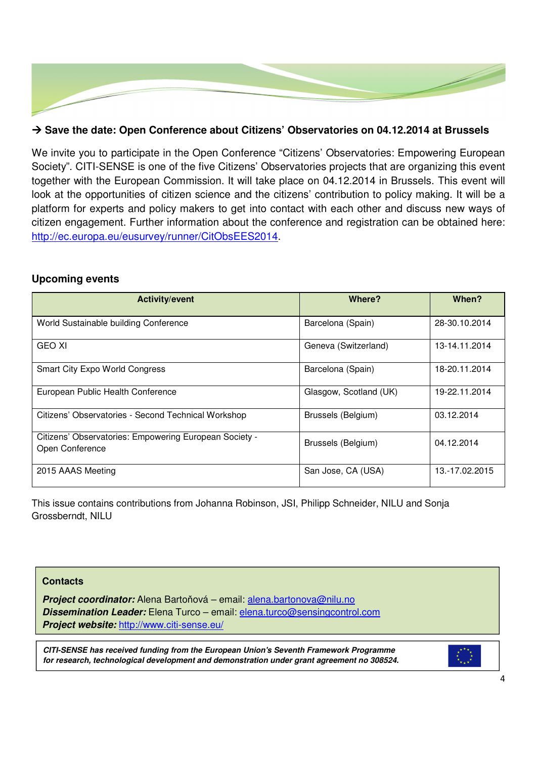**→ Save the date: Open Conference about Citizens' Observatories on 04.12.2014 at Brussels**

We invite you to participate in the Open Conference "Citizens' Observatories: Empowering European Society". CITI-SENSE is one of the five Citizens' Observatories projects that are organizing this event together with the European Commission. It will take place on 04.12.2014 in Brussels. This event will look at the opportunities of citizen science and the citizens' contribution to policy making. It will be a platform for experts and policy makers to get into contact with each other and discuss new ways of citizen engagement. Further information about the conference and registration can be obtained here: http://ec.europa.eu/eusurvey/runner/CitObsEES2014.

**Upcoming events**

| Activity/event | Where? | When? |
|---|---|---|
| World Sustainable building Conference | Barcelona (Spain) | 28-30.10.2014 |
| GEO XI | Geneva (Switzerland) | 13-14.11.2014 |
| Smart City Expo World Congress | Barcelona (Spain) | 18-20.11.2014 |
| European Public Health Conference | Glasgow, Scotland (UK) | 19-22.11.2014 |
| Citizens' Observatories - Second Technical Workshop | Brussels (Belgium) | 03.12.2014 |
| Citizens' Observatories: Empowering European Society - Open Conference | Brussels (Belgium) | 04.12.2014 |
| 2015 AAAS Meeting | San Jose, CA (USA) | 13.-17.02.2015 |

This issue contains contributions from Johanna Robinson, JSI, Philipp Schneider, NILU and Sonja Grossberndt, NILU

**Contacts**

***Project coordinator:*** Alena Bartoňová – email: alena.bartonova@nilu.no
***Dissemination Leader:*** Elena Turco – email: elena.turco@sensingcontrol.com
***Project website:*** http://www.citi-sense.eu/

***CITI-SENSE has received funding from the European Union's Seventh Framework Programme for research, technological development and demonstration under grant agreement no 308524.***